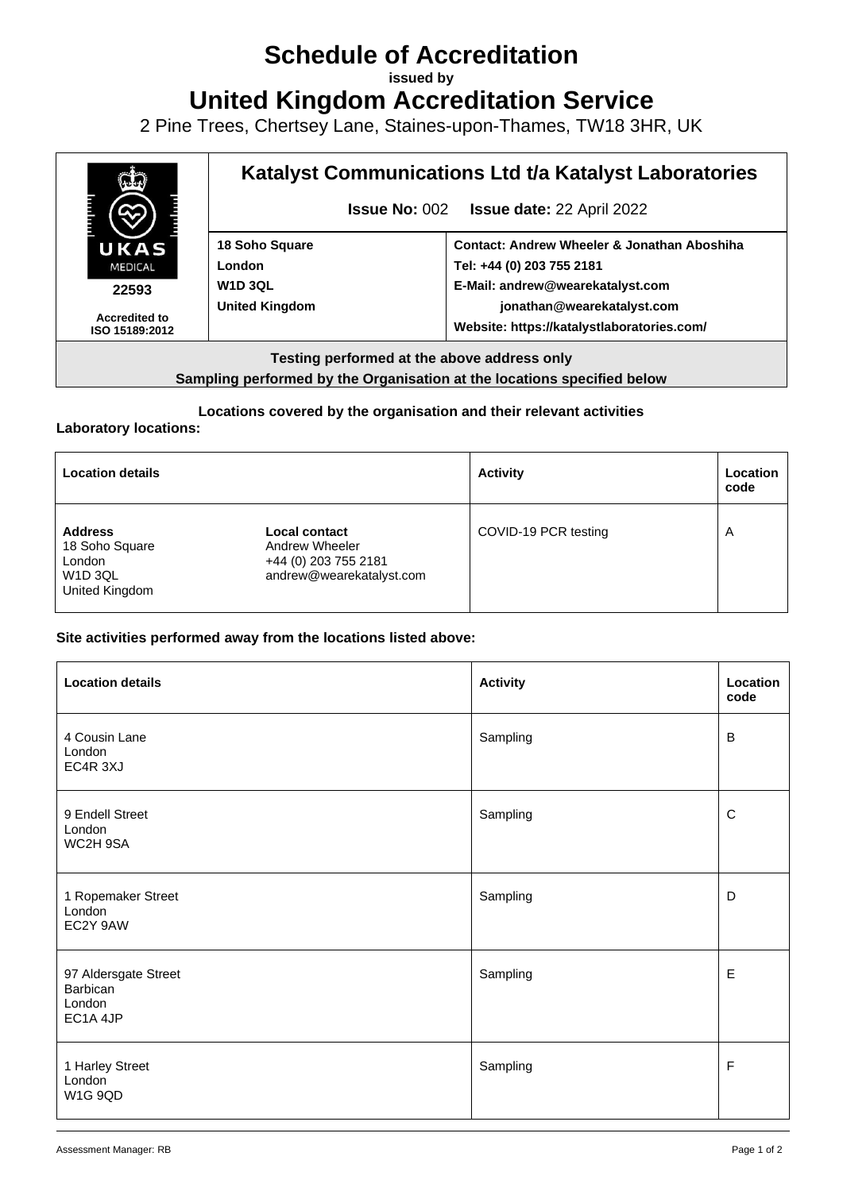# Schedule of Accreditation

issued by

# United Kingdom Accreditation Service

2 Pine Trees, Chertsey Lane, Staines-upon-Thames, TW18 3HR, UK

| UKAS MEDICAL 22593 Accredited to ISO 15189:2012 | **Katalyst Communications Ltd t/a Katalyst Laboratories** **Issue No:** 002 **Issue date:** 22 April 2022 | |
|---|---|---|
| | **18 Soho Square** **London** **W1D 3QL** **United Kingdom** | **Contact: Andrew Wheeler & Jonathan Aboshiha** **Tel: +44 (0) 203 755 2181** **E-Mail: andrew@wearekatalyst.com** **jonathan@wearekatalyst.com** **Website: https://katalystlaboratories.com/** |

**Testing performed at the above address only**
**Sampling performed by the Organisation at the locations specified below**

**Locations covered by the organisation and their relevant activities**

**Laboratory locations:**

| Location details | | Activity | Location code |
|---|---|---|---|
| **Address** 18 Soho Square London W1D 3QL United Kingdom | **Local contact** Andrew Wheeler +44 (0) 203 755 2181 andrew@wearekatalyst.com | COVID-19 PCR testing | A |

**Site activities performed away from the locations listed above:**

| Location details | Activity | Location code |
|---|---|---|
| 4 Cousin Lane London EC4R 3XJ | Sampling | B |
| 9 Endell Street London WC2H 9SA | Sampling | C |
| 1 Ropemaker Street London EC2Y 9AW | Sampling | D |
| 97 Aldersgate Street Barbican London EC1A 4JP | Sampling | E |
| 1 Harley Street London W1G 9QD | Sampling | F |

Assessment Manager: RB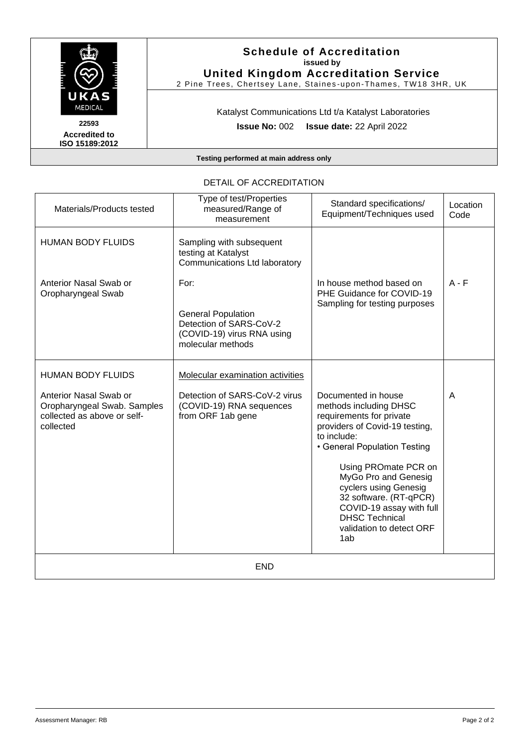| | |
|---|---|
| UKAS MEDICAL<br>22593<br>**Accredited to ISO 15189:2012** | **Schedule of Accreditation**<br>**issued by**<br>**United Kingdom Accreditation Service**<br>2 Pine Trees, Chertsey Lane, Staines-upon-Thames, TW18 3HR, UK<br><br>Katalyst Communications Ltd t/a Katalyst Laboratories<br>**Issue No:** 002 **Issue date:** 22 April 2022 |

**Testing performed at main address only**

DETAIL OF ACCREDITATION

| Materials/Products tested | Type of test/Properties measured/Range of measurement | Standard specifications/ Equipment/Techniques used | Location Code |
|---|---|---|---|
| HUMAN BODY FLUIDS<br><br>Anterior Nasal Swab or Oropharyngeal Swab | Sampling with subsequent testing at Katalyst Communications Ltd laboratory<br><br>For:<br><br>General Population Detection of SARS-CoV-2 (COVID-19) virus RNA using molecular methods | In house method based on PHE Guidance for COVID-19 Sampling for testing purposes | A - F |
| HUMAN BODY FLUIDS<br><br>Anterior Nasal Swab or Oropharyngeal Swab. Samples collected as above or self-collected | <u>Molecular examination activities</u><br><br>Detection of SARS-CoV-2 virus (COVID-19) RNA sequences from ORF 1ab gene | Documented in house methods including DHSC requirements for private providers of Covid-19 testing, to include:<br>• General Population Testing<br><br>Using PROmate PCR on MyGo Pro and Genesig cyclers using Genesig 32 software. (RT-qPCR) COVID-19 assay with full DHSC Technical validation to detect ORF 1ab | A |

END

Assessment Manager: RB